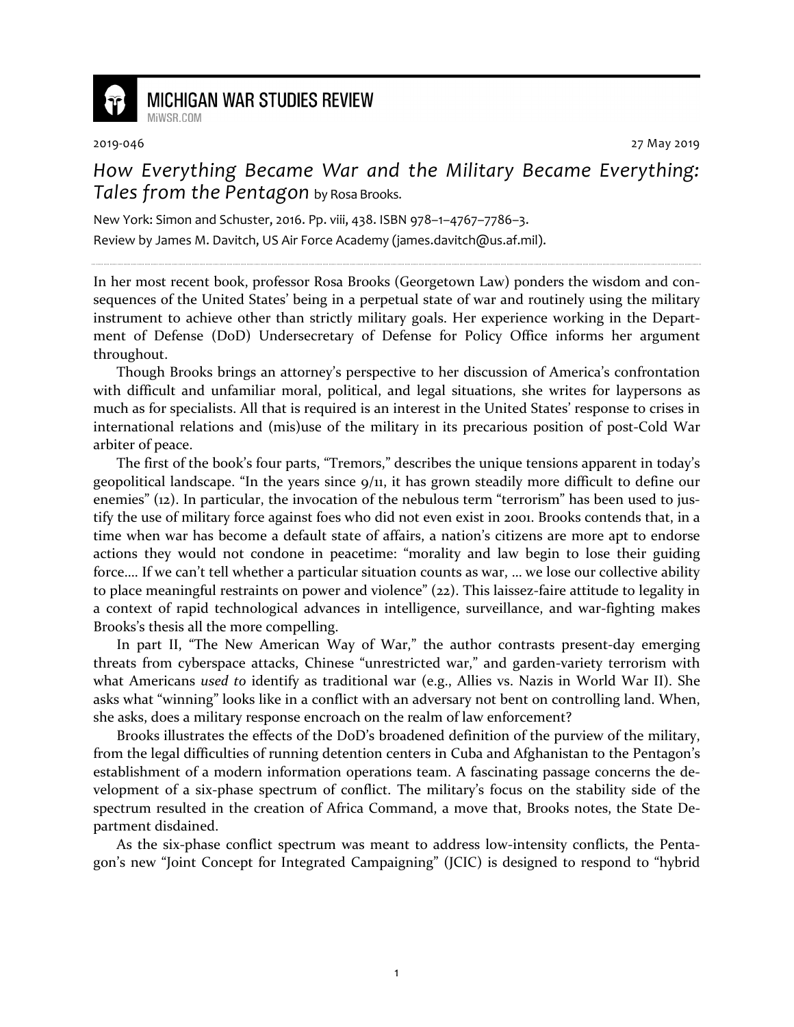# MICHIGAN WAR STUDIES REVIEW

MiWSR.COM

2019-046 27 May 2019

## *How Everything Became War and the Military Became Everything: Tales from the Pentagon* by Rosa Brooks.

New York: Simon and Schuster, 2016. Pp. viii, 438. ISBN 978–1–4767–7786–3.

Review by James M. Davitch, US Air Force Academy (james.davitch@us.af.mil).

In her most recent book, professor Rosa Brooks (Georgetown Law) ponders the wisdom and consequences of the United States' being in a perpetual state of war and routinely using the military instrument to achieve other than strictly military goals. Her experience working in the Department of Defense (DoD) Undersecretary of Defense for Policy Office informs her argument throughout.

Though Brooks brings an attorney's perspective to her discussion of America's confrontation with difficult and unfamiliar moral, political, and legal situations, she writes for laypersons as much as for specialists. All that is required is an interest in the United States' response to crises in international relations and (mis)use of the military in its precarious position of post-Cold War arbiter of peace.

The first of the book's four parts, "Tremors," describes the unique tensions apparent in today's geopolitical landscape. "In the years since 9/11, it has grown steadily more difficult to define our enemies" (12). In particular, the invocation of the nebulous term "terrorism" has been used to justify the use of military force against foes who did not even exist in 2001. Brooks contends that, in a time when war has become a default state of affairs, a nation's citizens are more apt to endorse actions they would not condone in peacetime: "morality and law begin to lose their guiding force.... If we can't tell whether a particular situation counts as war, ... we lose our collective ability to place meaningful restraints on power and violence" (22). This laissez-faire attitude to legality in a context of rapid technological advances in intelligence, surveillance, and war-fighting makes Brooks's thesis all the more compelling.

In part II, "The New American Way of War," the author contrasts present-day emerging threats from cyberspace attacks, Chinese "unrestricted war," and garden-variety terrorism with what Americans *used to* identify as traditional war (e.g., Allies vs. Nazis in World War II). She asks what "winning" looks like in a conflict with an adversary not bent on controlling land. When, she asks, does a military response encroach on the realm of law enforcement?

Brooks illustrates the effects of the DoD's broadened definition of the purview of the military, from the legal difficulties of running detention centers in Cuba and Afghanistan to the Pentagon's establishment of a modern information operations team. A fascinating passage concerns the development of a six-phase spectrum of conflict. The military's focus on the stability side of the spectrum resulted in the creation of Africa Command, a move that, Brooks notes, the State Department disdained.

As the six-phase conflict spectrum was meant to address low-intensity conflicts, the Pentagon's new "Joint Concept for Integrated Campaigning" (JCIC) is designed to respond to "hybrid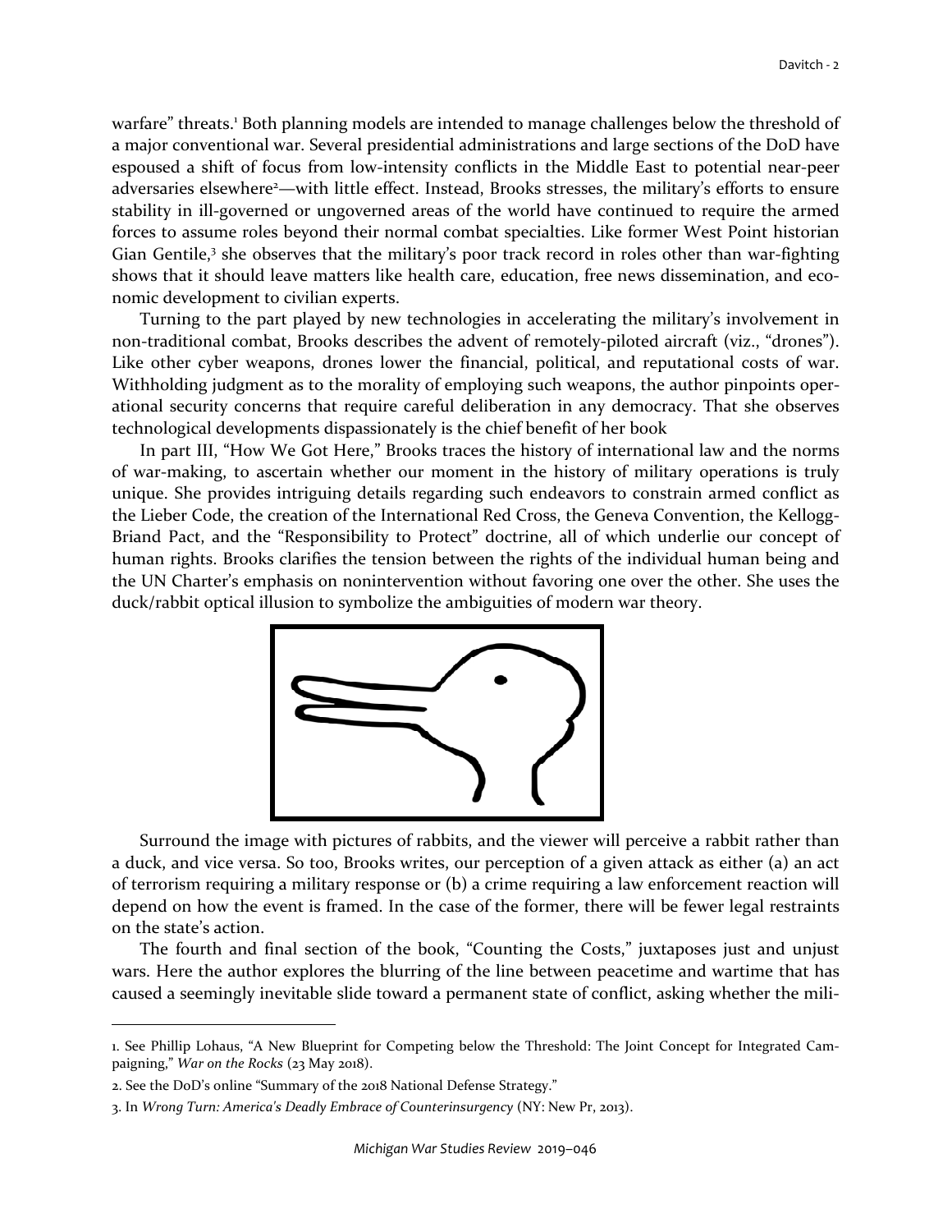warfare" threats.[1] Both planning models are intended to manage challenges below the threshold of a major conventional war. Several presidential administrations and large sections of the DoD have espoused a shift of focus from low-intensity conflicts in the Middle East to potential near-peer adversaries elsewhere[2]—with little effect. Instead, Brooks stresses, the military's efforts to ensure stability in ill-governed or ungoverned areas of the world have continued to require the armed forces to assume roles beyond their normal combat specialties. Like former West Point historian Gian Gentile,[3] she observes that the military's poor track record in roles other than war-fighting shows that it should leave matters like health care, education, free news dissemination, and economic development to civilian experts.

Turning to the part played by new technologies in accelerating the military's involvement in non-traditional combat, Brooks describes the advent of remotely-piloted aircraft (viz., "drones"). Like other cyber weapons, drones lower the financial, political, and reputational costs of war. Withholding judgment as to the morality of employing such weapons, the author pinpoints operational security concerns that require careful deliberation in any democracy. That she observes technological developments dispassionately is the chief benefit of her book

In part III, "How We Got Here," Brooks traces the history of international law and the norms of war-making, to ascertain whether our moment in the history of military operations is truly unique. She provides intriguing details regarding such endeavors to constrain armed conflict as the Lieber Code, the creation of the International Red Cross, the Geneva Convention, the Kellogg-Briand Pact, and the "Responsibility to Protect" doctrine, all of which underlie our concept of human rights. Brooks clarifies the tension between the rights of the individual human being and the UN Charter's emphasis on nonintervention without favoring one over the other. She uses the duck/rabbit optical illusion to symbolize the ambiguities of modern war theory.

Surround the image with pictures of rabbits, and the viewer will perceive a rabbit rather than a duck, and vice versa. So too, Brooks writes, our perception of a given attack as either (a) an act of terrorism requiring a military response or (b) a crime requiring a law enforcement reaction will depend on how the event is framed. In the case of the former, there will be fewer legal restraints on the state's action.

The fourth and final section of the book, "Counting the Costs," juxtaposes just and unjust wars. Here the author explores the blurring of the line between peacetime and wartime that has caused a seemingly inevitable slide toward a permanent state of conflict, asking whether the mili-

---

1. See Phillip Lohaus, "A New Blueprint for Competing below the Threshold: The Joint Concept for Integrated Campaigning," *War on the Rocks* (23 May 2018).

2. See the DoD's online "Summary of the 2018 National Defense Strategy."

3. In *Wrong Turn: America's Deadly Embrace of Counterinsurgency* (NY: New Pr, 2013).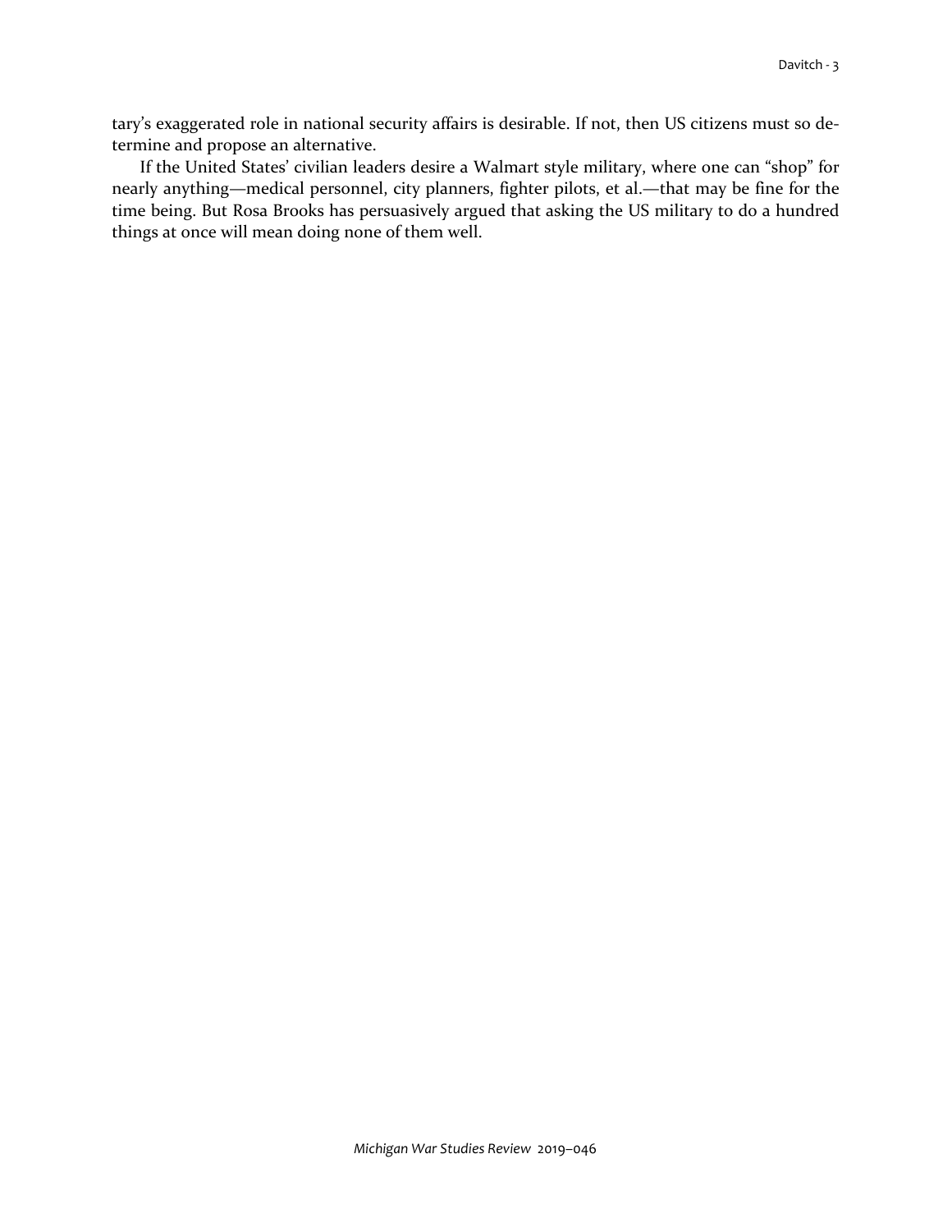tary's exaggerated role in national security affairs is desirable. If not, then US citizens must so determine and propose an alternative.

If the United States' civilian leaders desire a Walmart style military, where one can "shop" for nearly anything—medical personnel, city planners, fighter pilots, et al.—that may be fine for the time being. But Rosa Brooks has persuasively argued that asking the US military to do a hundred things at once will mean doing none of them well.